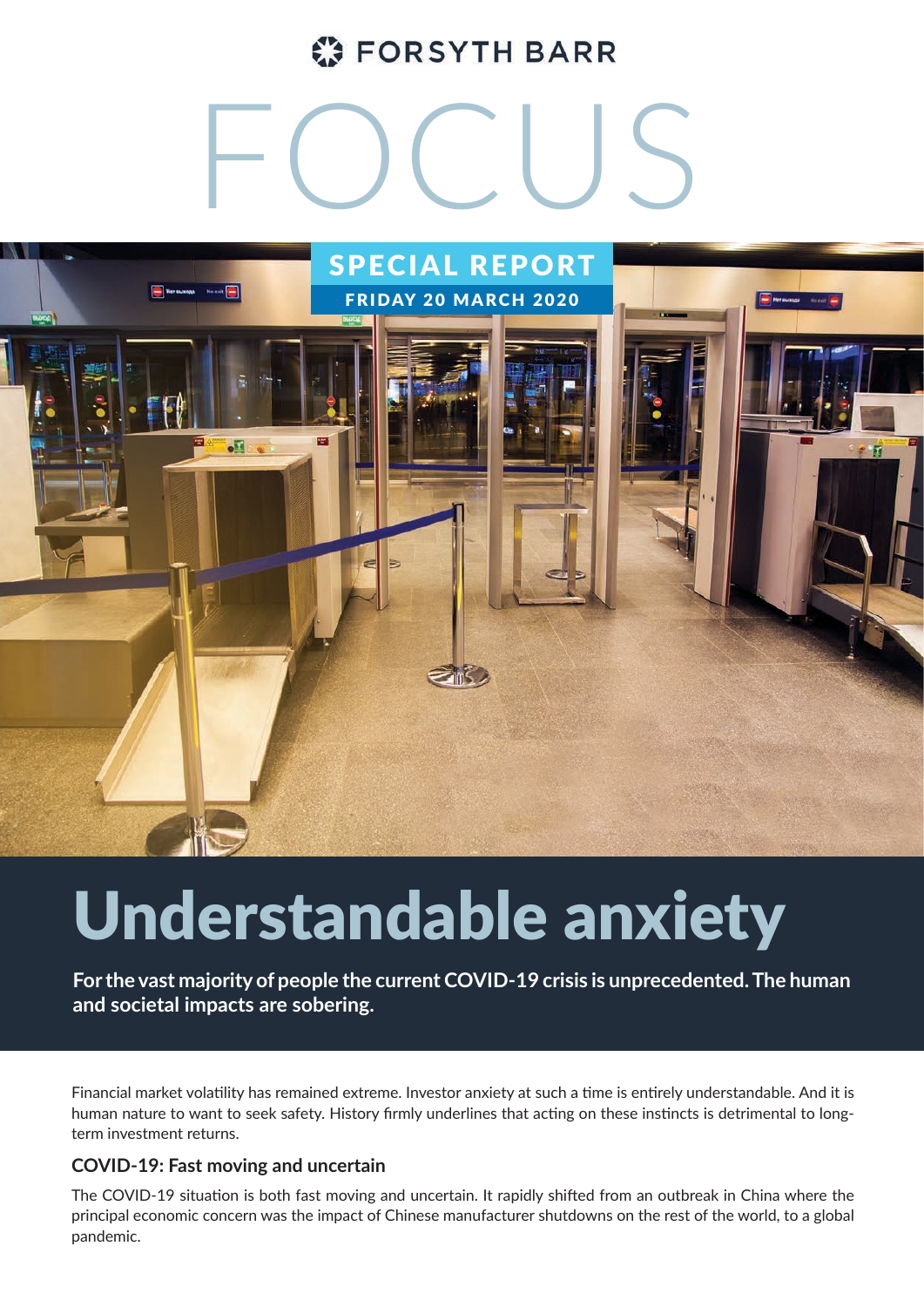FORSYTH BARR

# FOCUS

SPECIAL REPORT

FRIDAY 20 MARCH 2020

# Understandable anxiety

**For the vast majority of people the current COVID-19 crisis is unprecedented. The human and societal impacts are sobering.**

Financial market volatility has remained extreme. Investor anxiety at such a time is entirely understandable. And it is human nature to want to seek safety. History firmly underlines that acting on these instincts is detrimental to long-term investment returns.

### COVID-19: Fast moving and uncertain

The COVID-19 situation is both fast moving and uncertain. It rapidly shifted from an outbreak in China where the principal economic concern was the impact of Chinese manufacturer shutdowns on the rest of the world, to a global pandemic.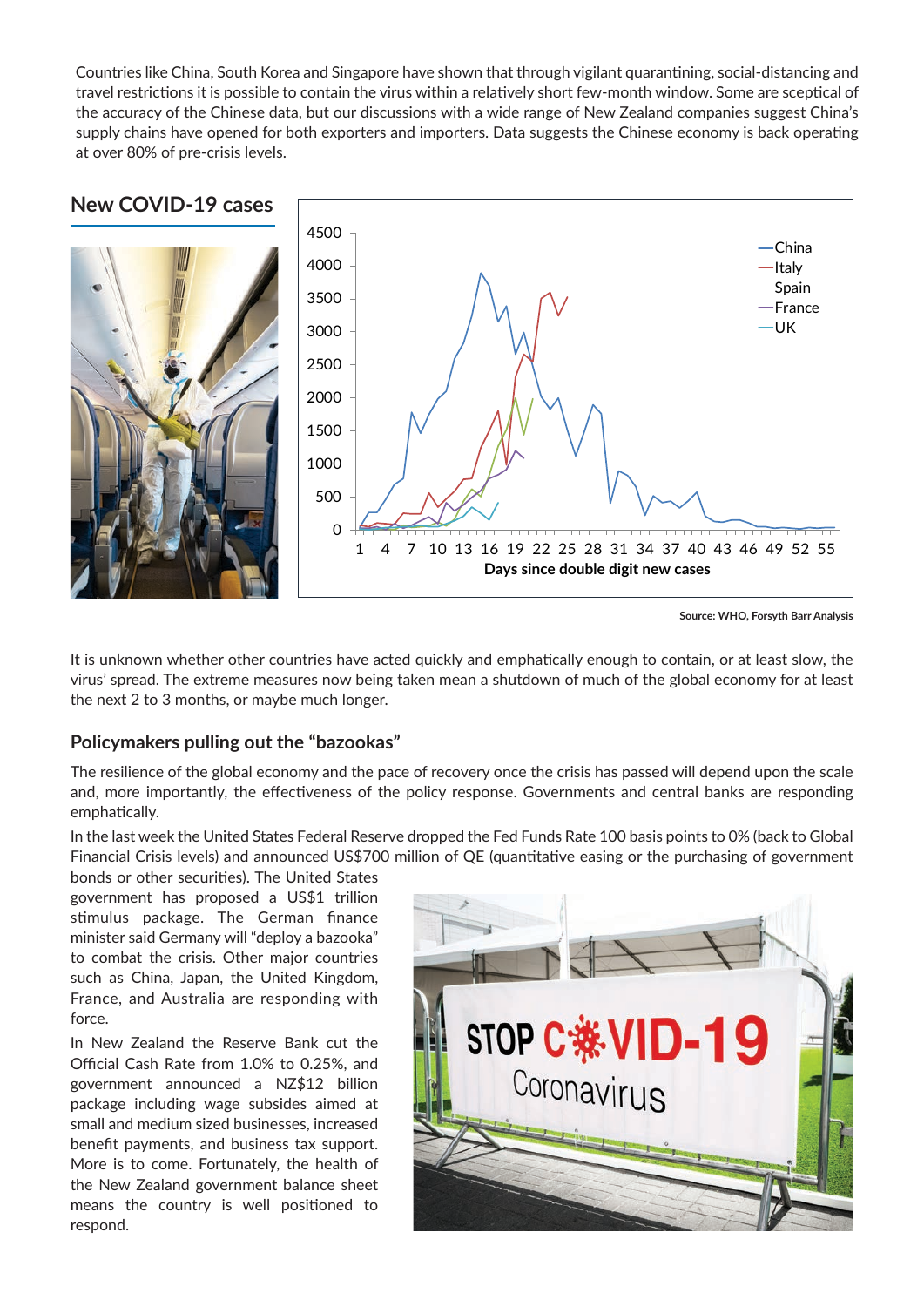Countries like China, South Korea and Singapore have shown that through vigilant quarantining, social-distancing and travel restrictions it is possible to contain the virus within a relatively short few-month window. Some are sceptical of the accuracy of the Chinese data, but our discussions with a wide range of New Zealand companies suggest China's supply chains have opened for both exporters and importers. Data suggests the Chinese economy is back operating at over 80% of pre-crisis levels.

## New COVID-19 cases

Source: WHO, Forsyth Barr Analysis

It is unknown whether other countries have acted quickly and emphatically enough to contain, or at least slow, the virus' spread. The extreme measures now being taken mean a shutdown of much of the global economy for at least the next 2 to 3 months, or maybe much longer.

## Policymakers pulling out the "bazookas"

The resilience of the global economy and the pace of recovery once the crisis has passed will depend upon the scale and, more importantly, the effectiveness of the policy response. Governments and central banks are responding emphatically.

In the last week the United States Federal Reserve dropped the Fed Funds Rate 100 basis points to 0% (back to Global Financial Crisis levels) and announced US$700 million of QE (quantitative easing or the purchasing of government bonds or other securities). The United States government has proposed a US$1 trillion stimulus package. The German finance minister said Germany will "deploy a bazooka" to combat the crisis. Other major countries such as China, Japan, the United Kingdom, France, and Australia are responding with force.

In New Zealand the Reserve Bank cut the Official Cash Rate from 1.0% to 0.25%, and government announced a NZ$12 billion package including wage subsides aimed at small and medium sized businesses, increased benefit payments, and business tax support. More is to come. Fortunately, the health of the New Zealand government balance sheet means the country is well positioned to respond.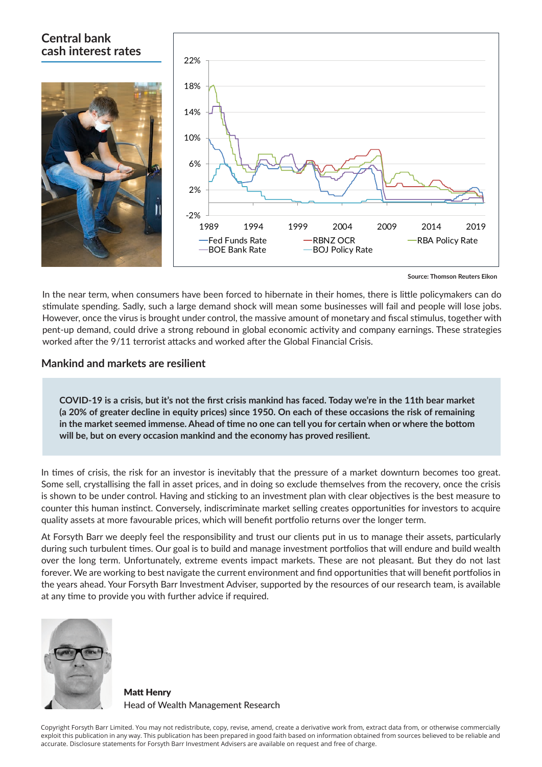## Central bank cash interest rates

22%
18%
14%
10%
6%
2%
-2%
1989 1994 1999 2004 2009 2014 2019

Fed Funds Rate
RBNZ OCR
RBA Policy Rate
BOE Bank Rate
BOJ Policy Rate

Source: Thomson Reuters Eikon

In the near term, when consumers have been forced to hibernate in their homes, there is little policymakers can do stimulate spending. Sadly, such a large demand shock will mean some businesses will fail and people will lose jobs. However, once the virus is brought under control, the massive amount of monetary and fiscal stimulus, together with pent-up demand, could drive a strong rebound in global economic activity and company earnings. These strategies worked after the 9/11 terrorist attacks and worked after the Global Financial Crisis.

## Mankind and markets are resilient

**COVID-19 is a crisis, but it's not the first crisis mankind has faced. Today we're in the 11th bear market (a 20% of greater decline in equity prices) since 1950. On each of these occasions the risk of remaining in the market seemed immense. Ahead of time no one can tell you for certain when or where the bottom will be, but on every occasion mankind and the economy has proved resilient.**

In times of crisis, the risk for an investor is inevitably that the pressure of a market downturn becomes too great. Some sell, crystallising the fall in asset prices, and in doing so exclude themselves from the recovery, once the crisis is shown to be under control. Having and sticking to an investment plan with clear objectives is the best measure to counter this human instinct. Conversely, indiscriminate market selling creates opportunities for investors to acquire quality assets at more favourable prices, which will benefit portfolio returns over the longer term.

At Forsyth Barr we deeply feel the responsibility and trust our clients put in us to manage their assets, particularly during such turbulent times. Our goal is to build and manage investment portfolios that will endure and build wealth over the long term. Unfortunately, extreme events impact markets. These are not pleasant. But they do not last forever. We are working to best navigate the current environment and find opportunities that will benefit portfolios in the years ahead. Your Forsyth Barr Investment Adviser, supported by the resources of our research team, is available at any time to provide you with further advice if required.

**Matt Henry**
Head of Wealth Management Research

Copyright Forsyth Barr Limited. You may not redistribute, copy, revise, amend, create a derivative work from, extract data from, or otherwise commercially exploit this publication in any way. This publication has been prepared in good faith based on information obtained from sources believed to be reliable and accurate. Disclosure statements for Forsyth Barr Investment Advisers are available on request and free of charge.